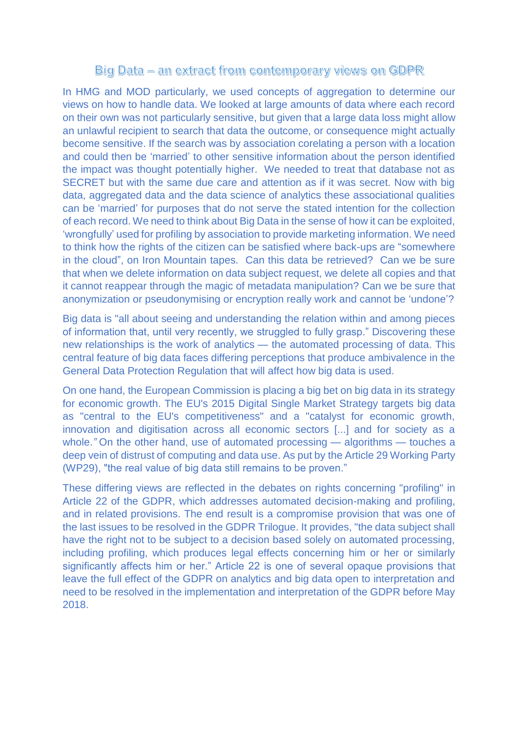# Big Data – an extract from contemporary views on GDPR

In HMG and MOD particularly, we used concepts of aggregation to determine our views on how to handle data. We looked at large amounts of data where each record on their own was not particularly sensitive, but given that a large data loss might allow an unlawful recipient to search that data the outcome, or consequence might actually become sensitive. If the search was by association corelating a person with a location and could then be 'married' to other sensitive information about the person identified the impact was thought potentially higher. We needed to treat that database not as SECRET but with the same due care and attention as if it was secret. Now with big data, aggregated data and the data science of analytics these associational qualities can be 'married' for purposes that do not serve the stated intention for the collection of each record. We need to think about Big Data in the sense of how it can be exploited, 'wrongfully' used for profiling by association to provide marketing information. We need to think how the rights of the citizen can be satisfied where back-ups are "somewhere in the cloud", on Iron Mountain tapes. Can this data be retrieved? Can we be sure that when we delete information on data subject request, we delete all copies and that it cannot reappear through the magic of metadata manipulation? Can we be sure that anonymization or pseudonymising or encryption really work and cannot be 'undone'?

Big data is "all about seeing and understanding the relation within and among pieces of information that, until very recently, we struggled to fully grasp." Discovering these new relationships is the work of analytics — the automated processing of data. This central feature of big data faces differing perceptions that produce ambivalence in the General Data Protection Regulation that will affect how big data is used.

On one hand, the European Commission is placing a big bet on big data in its strategy for economic growth. The EU's 2015 Digital Single Market Strategy targets big data as "central to the EU's competitiveness" and a "catalyst for economic growth, innovation and digitisation across all economic sectors [...] and for society as a whole." On the other hand, use of automated processing — algorithms — touches a deep vein of distrust of computing and data use. As put by the Article 29 Working Party (WP29), "the real value of big data still remains to be proven."

These differing views are reflected in the debates on rights concerning "profiling" in Article 22 of the GDPR, which addresses automated decision-making and profiling, and in related provisions. The end result is a compromise provision that was one of the last issues to be resolved in the GDPR Trilogue. It provides, "the data subject shall have the right not to be subject to a decision based solely on automated processing, including profiling, which produces legal effects concerning him or her or similarly significantly affects him or her." Article 22 is one of several opaque provisions that leave the full effect of the GDPR on analytics and big data open to interpretation and need to be resolved in the implementation and interpretation of the GDPR before May 2018.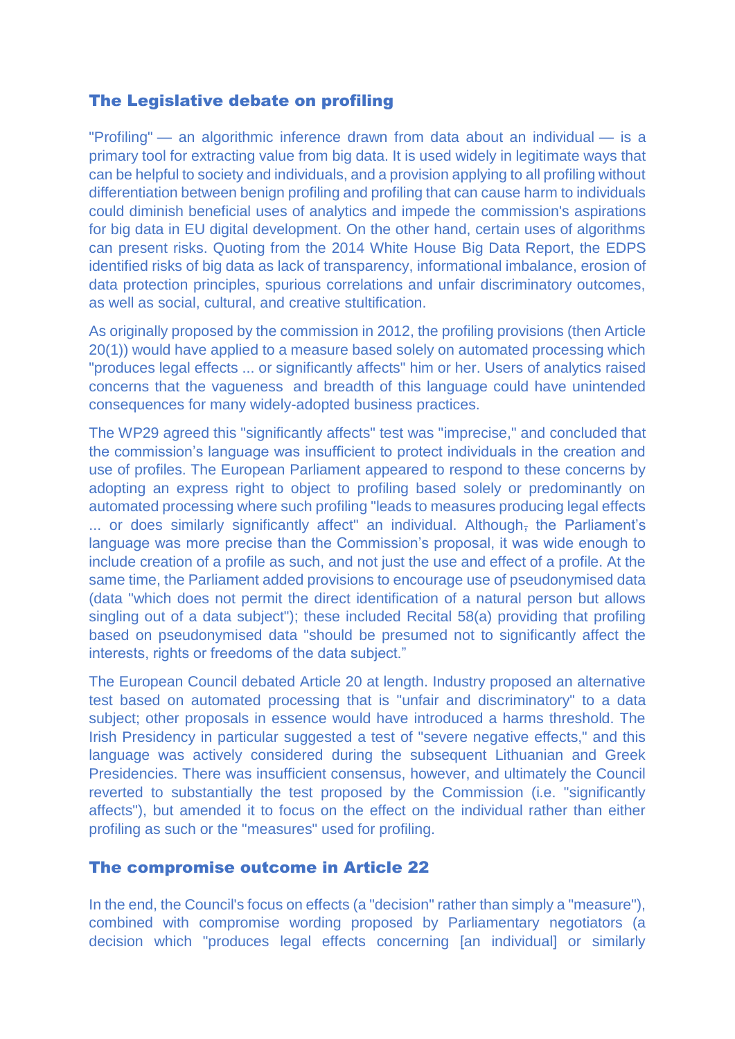## The Legislative debate on profiling

"Profiling" — an algorithmic inference drawn from data about an individual — is a primary tool for extracting value from big data. It is used widely in legitimate ways that can be helpful to society and individuals, and a provision applying to all profiling without differentiation between benign profiling and profiling that can cause harm to individuals could diminish beneficial uses of analytics and impede the commission's aspirations for big data in EU digital development. On the other hand, certain uses of algorithms can present risks. Quoting from the 2014 White House Big Data Report, the EDPS identified risks of big data as lack of transparency, informational imbalance, erosion of data protection principles, spurious correlations and unfair discriminatory outcomes, as well as social, cultural, and creative stultification.

As originally proposed by the commission in 2012, the profiling provisions (then Article 20(1)) would have applied to a measure based solely on automated processing which "produces legal effects ... or significantly affects" him or her. Users of analytics raised concerns that the vagueness and breadth of this language could have unintended consequences for many widely-adopted business practices.

The WP29 agreed this "significantly affects" test was "imprecise," and concluded that the commission's language was insufficient to protect individuals in the creation and use of profiles. The European Parliament appeared to respond to these concerns by adopting an express right to object to profiling based solely or predominantly on automated processing where such profiling "leads to measures producing legal effects ... or does similarly significantly affect" an individual. Although, the Parliament's language was more precise than the Commission's proposal, it was wide enough to include creation of a profile as such, and not just the use and effect of a profile. At the same time, the Parliament added provisions to encourage use of pseudonymised data (data "which does not permit the direct identification of a natural person but allows singling out of a data subject"); these included Recital 58(a) providing that profiling based on pseudonymised data "should be presumed not to significantly affect the interests, rights or freedoms of the data subject."

The European Council debated Article 20 at length. Industry proposed an alternative test based on automated processing that is "unfair and discriminatory" to a data subject; other proposals in essence would have introduced a harms threshold. The Irish Presidency in particular suggested a test of "severe negative effects," and this language was actively considered during the subsequent Lithuanian and Greek Presidencies. There was insufficient consensus, however, and ultimately the Council reverted to substantially the test proposed by the Commission (i.e. "significantly affects"), but amended it to focus on the effect on the individual rather than either profiling as such or the "measures" used for profiling.

## The compromise outcome in Article 22

In the end, the Council's focus on effects (a "decision" rather than simply a "measure"), combined with compromise wording proposed by Parliamentary negotiators (a decision which "produces legal effects concerning [an individual] or similarly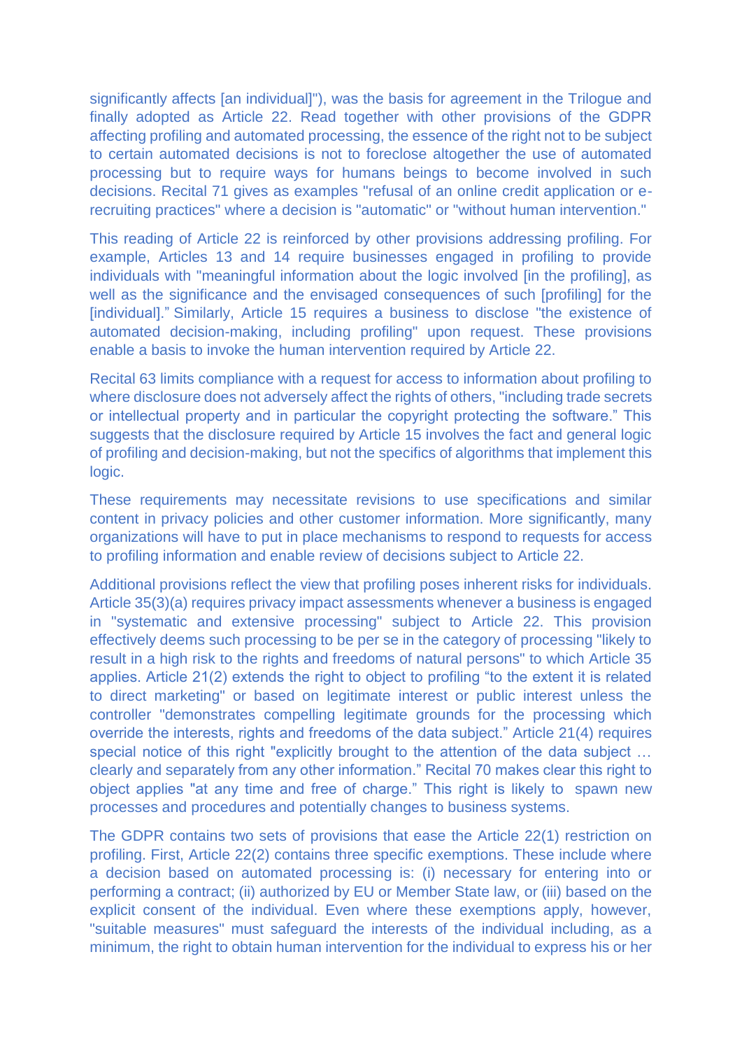significantly affects [an individual]"), was the basis for agreement in the Trilogue and finally adopted as Article 22. Read together with other provisions of the GDPR affecting profiling and automated processing, the essence of the right not to be subject to certain automated decisions is not to foreclose altogether the use of automated processing but to require ways for humans beings to become involved in such decisions. Recital 71 gives as examples "refusal of an online credit application or e-recruiting practices" where a decision is "automatic" or "without human intervention."

This reading of Article 22 is reinforced by other provisions addressing profiling. For example, Articles 13 and 14 require businesses engaged in profiling to provide individuals with "meaningful information about the logic involved [in the profiling], as well as the significance and the envisaged consequences of such [profiling] for the [individual]." Similarly, Article 15 requires a business to disclose "the existence of automated decision-making, including profiling" upon request. These provisions enable a basis to invoke the human intervention required by Article 22.

Recital 63 limits compliance with a request for access to information about profiling to where disclosure does not adversely affect the rights of others, "including trade secrets or intellectual property and in particular the copyright protecting the software." This suggests that the disclosure required by Article 15 involves the fact and general logic of profiling and decision-making, but not the specifics of algorithms that implement this logic.

These requirements may necessitate revisions to use specifications and similar content in privacy policies and other customer information. More significantly, many organizations will have to put in place mechanisms to respond to requests for access to profiling information and enable review of decisions subject to Article 22.

Additional provisions reflect the view that profiling poses inherent risks for individuals. Article 35(3)(a) requires privacy impact assessments whenever a business is engaged in "systematic and extensive processing" subject to Article 22. This provision effectively deems such processing to be per se in the category of processing "likely to result in a high risk to the rights and freedoms of natural persons" to which Article 35 applies. Article 21(2) extends the right to object to profiling "to the extent it is related to direct marketing" or based on legitimate interest or public interest unless the controller "demonstrates compelling legitimate grounds for the processing which override the interests, rights and freedoms of the data subject." Article 21(4) requires special notice of this right "explicitly brought to the attention of the data subject … clearly and separately from any other information." Recital 70 makes clear this right to object applies "at any time and free of charge." This right is likely to spawn new processes and procedures and potentially changes to business systems.

The GDPR contains two sets of provisions that ease the Article 22(1) restriction on profiling. First, Article 22(2) contains three specific exemptions. These include where a decision based on automated processing is: (i) necessary for entering into or performing a contract; (ii) authorized by EU or Member State law, or (iii) based on the explicit consent of the individual. Even where these exemptions apply, however, "suitable measures" must safeguard the interests of the individual including, as a minimum, the right to obtain human intervention for the individual to express his or her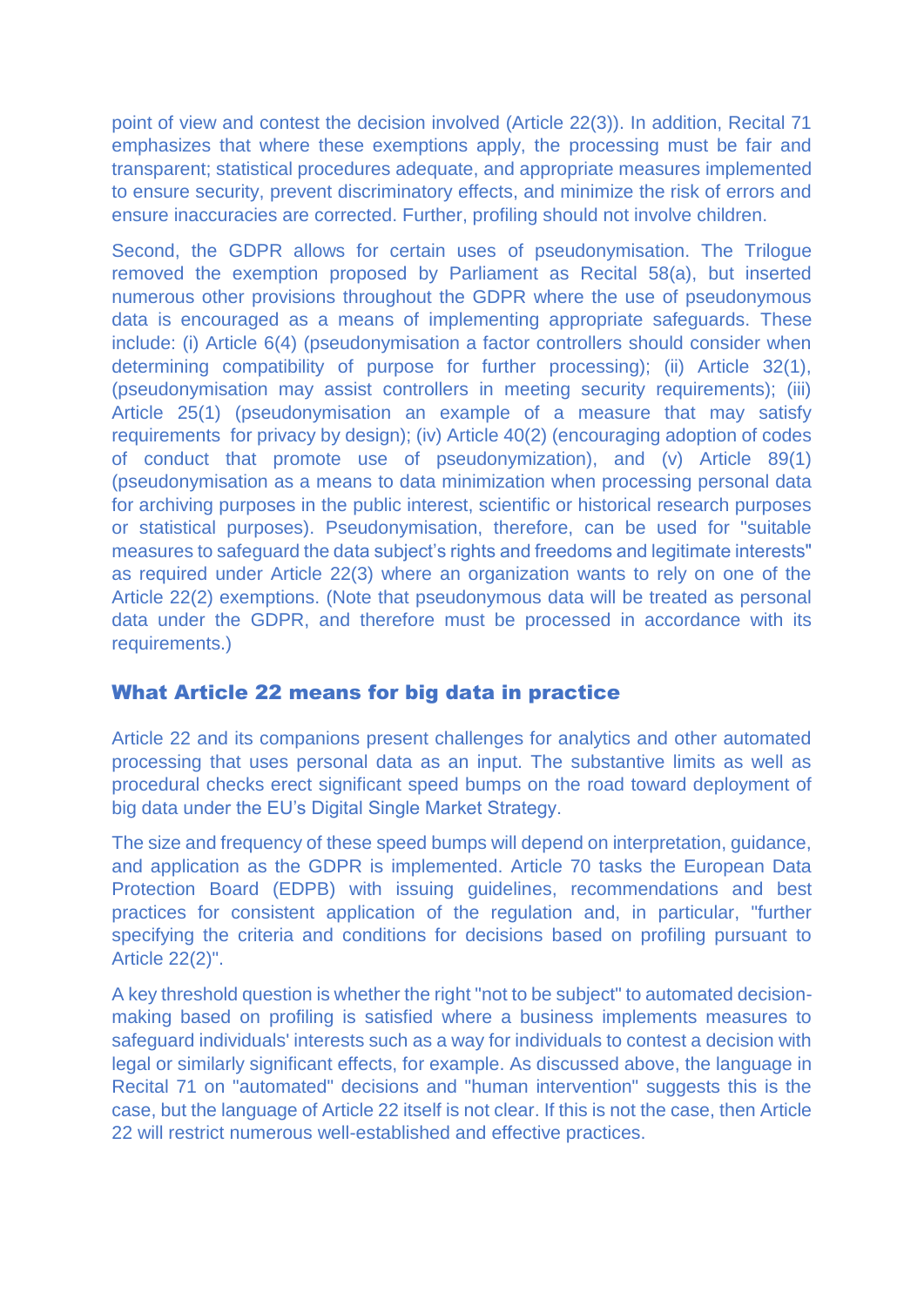point of view and contest the decision involved (Article 22(3)). In addition, Recital 71 emphasizes that where these exemptions apply, the processing must be fair and transparent; statistical procedures adequate, and appropriate measures implemented to ensure security, prevent discriminatory effects, and minimize the risk of errors and ensure inaccuracies are corrected. Further, profiling should not involve children.

Second, the GDPR allows for certain uses of pseudonymisation. The Trilogue removed the exemption proposed by Parliament as Recital 58(a), but inserted numerous other provisions throughout the GDPR where the use of pseudonymous data is encouraged as a means of implementing appropriate safeguards. These include: (i) Article 6(4) (pseudonymisation a factor controllers should consider when determining compatibility of purpose for further processing); (ii) Article 32(1), (pseudonymisation may assist controllers in meeting security requirements); (iii) Article 25(1) (pseudonymisation an example of a measure that may satisfy requirements for privacy by design); (iv) Article 40(2) (encouraging adoption of codes of conduct that promote use of pseudonymization), and (v) Article 89(1) (pseudonymisation as a means to data minimization when processing personal data for archiving purposes in the public interest, scientific or historical research purposes or statistical purposes). Pseudonymisation, therefore, can be used for "suitable measures to safeguard the data subject's rights and freedoms and legitimate interests" as required under Article 22(3) where an organization wants to rely on one of the Article 22(2) exemptions. (Note that pseudonymous data will be treated as personal data under the GDPR, and therefore must be processed in accordance with its requirements.)

## What Article 22 means for big data in practice

Article 22 and its companions present challenges for analytics and other automated processing that uses personal data as an input. The substantive limits as well as procedural checks erect significant speed bumps on the road toward deployment of big data under the EU's Digital Single Market Strategy.

The size and frequency of these speed bumps will depend on interpretation, guidance, and application as the GDPR is implemented. Article 70 tasks the European Data Protection Board (EDPB) with issuing guidelines, recommendations and best practices for consistent application of the regulation and, in particular, "further specifying the criteria and conditions for decisions based on profiling pursuant to Article 22(2)".

A key threshold question is whether the right "not to be subject" to automated decision-making based on profiling is satisfied where a business implements measures to safeguard individuals' interests such as a way for individuals to contest a decision with legal or similarly significant effects, for example. As discussed above, the language in Recital 71 on "automated" decisions and "human intervention" suggests this is the case, but the language of Article 22 itself is not clear. If this is not the case, then Article 22 will restrict numerous well-established and effective practices.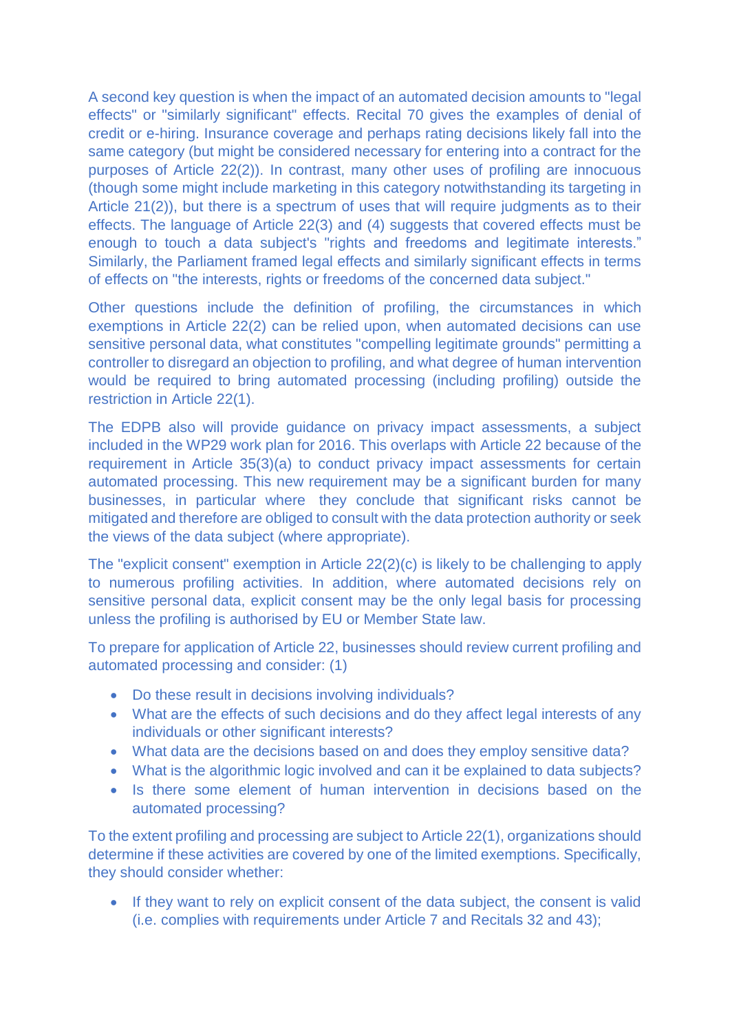A second key question is when the impact of an automated decision amounts to "legal effects" or "similarly significant" effects. Recital 70 gives the examples of denial of credit or e-hiring. Insurance coverage and perhaps rating decisions likely fall into the same category (but might be considered necessary for entering into a contract for the purposes of Article 22(2)). In contrast, many other uses of profiling are innocuous (though some might include marketing in this category notwithstanding its targeting in Article 21(2)), but there is a spectrum of uses that will require judgments as to their effects. The language of Article 22(3) and (4) suggests that covered effects must be enough to touch a data subject's "rights and freedoms and legitimate interests." Similarly, the Parliament framed legal effects and similarly significant effects in terms of effects on "the interests, rights or freedoms of the concerned data subject."

Other questions include the definition of profiling, the circumstances in which exemptions in Article 22(2) can be relied upon, when automated decisions can use sensitive personal data, what constitutes "compelling legitimate grounds" permitting a controller to disregard an objection to profiling, and what degree of human intervention would be required to bring automated processing (including profiling) outside the restriction in Article 22(1).

The EDPB also will provide guidance on privacy impact assessments, a subject included in the WP29 work plan for 2016. This overlaps with Article 22 because of the requirement in Article 35(3)(a) to conduct privacy impact assessments for certain automated processing. This new requirement may be a significant burden for many businesses, in particular where they conclude that significant risks cannot be mitigated and therefore are obliged to consult with the data protection authority or seek the views of the data subject (where appropriate).

The "explicit consent" exemption in Article 22(2)(c) is likely to be challenging to apply to numerous profiling activities. In addition, where automated decisions rely on sensitive personal data, explicit consent may be the only legal basis for processing unless the profiling is authorised by EU or Member State law.

To prepare for application of Article 22, businesses should review current profiling and automated processing and consider: (1)

- Do these result in decisions involving individuals?
- What are the effects of such decisions and do they affect legal interests of any individuals or other significant interests?
- What data are the decisions based on and does they employ sensitive data?
- What is the algorithmic logic involved and can it be explained to data subjects?
- Is there some element of human intervention in decisions based on the automated processing?

To the extent profiling and processing are subject to Article 22(1), organizations should determine if these activities are covered by one of the limited exemptions. Specifically, they should consider whether:

- If they want to rely on explicit consent of the data subject, the consent is valid (i.e. complies with requirements under Article 7 and Recitals 32 and 43);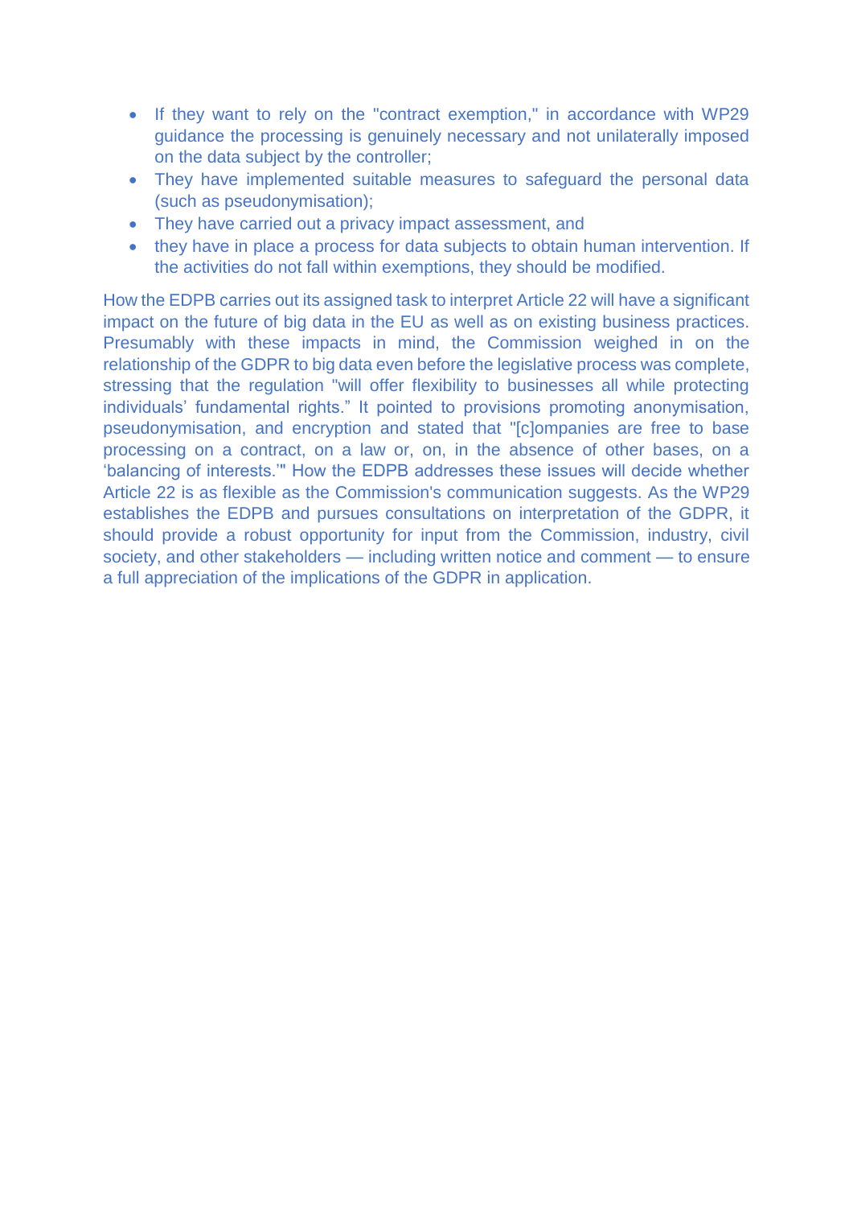- If they want to rely on the "contract exemption," in accordance with WP29 guidance the processing is genuinely necessary and not unilaterally imposed on the data subject by the controller;
- They have implemented suitable measures to safeguard the personal data (such as pseudonymisation);
- They have carried out a privacy impact assessment, and
- they have in place a process for data subjects to obtain human intervention. If the activities do not fall within exemptions, they should be modified.

How the EDPB carries out its assigned task to interpret Article 22 will have a significant impact on the future of big data in the EU as well as on existing business practices. Presumably with these impacts in mind, the Commission weighed in on the relationship of the GDPR to big data even before the legislative process was complete, stressing that the regulation "will offer flexibility to businesses all while protecting individuals' fundamental rights." It pointed to provisions promoting anonymisation, pseudonymisation, and encryption and stated that "[c]ompanies are free to base processing on a contract, on a law or, on, in the absence of other bases, on a 'balancing of interests.'" How the EDPB addresses these issues will decide whether Article 22 is as flexible as the Commission's communication suggests. As the WP29 establishes the EDPB and pursues consultations on interpretation of the GDPR, it should provide a robust opportunity for input from the Commission, industry, civil society, and other stakeholders — including written notice and comment — to ensure a full appreciation of the implications of the GDPR in application.